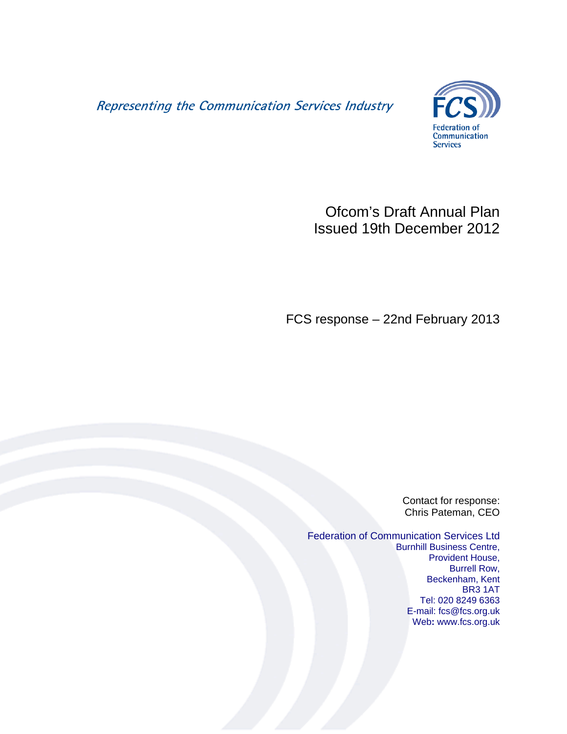*Representing the Communication Services Industry*

FCS
Federation of Communication Services

# Ofcom's Draft Annual Plan
# Issued 19th December 2012

## FCS response – 22nd February 2013

Contact for response:
Chris Pateman, CEO

Federation of Communication Services Ltd
Burnhill Business Centre,
Provident House,
Burrell Row,
Beckenham, Kent
BR3 1AT
Tel: 020 8249 6363
E-mail: fcs@fcs.org.uk
Web: www.fcs.org.uk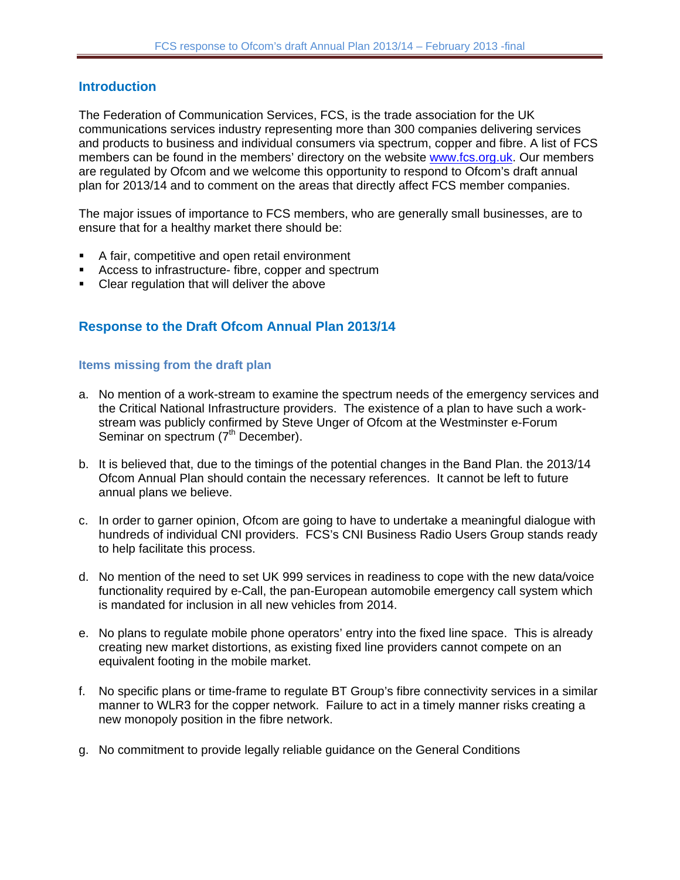## Introduction

The Federation of Communication Services, FCS, is the trade association for the UK communications services industry representing more than 300 companies delivering services and products to business and individual consumers via spectrum, copper and fibre. A list of FCS members can be found in the members' directory on the website www.fcs.org.uk. Our members are regulated by Ofcom and we welcome this opportunity to respond to Ofcom's draft annual plan for 2013/14 and to comment on the areas that directly affect FCS member companies.

The major issues of importance to FCS members, who are generally small businesses, are to ensure that for a healthy market there should be:

- A fair, competitive and open retail environment
- Access to infrastructure- fibre, copper and spectrum
- Clear regulation that will deliver the above

## Response to the Draft Ofcom Annual Plan 2013/14

### Items missing from the draft plan

a. No mention of a work-stream to examine the spectrum needs of the emergency services and the Critical National Infrastructure providers. The existence of a plan to have such a work-stream was publicly confirmed by Steve Unger of Ofcom at the Westminster e-Forum Seminar on spectrum (7th December).

b. It is believed that, due to the timings of the potential changes in the Band Plan. the 2013/14 Ofcom Annual Plan should contain the necessary references. It cannot be left to future annual plans we believe.

c. In order to garner opinion, Ofcom are going to have to undertake a meaningful dialogue with hundreds of individual CNI providers. FCS's CNI Business Radio Users Group stands ready to help facilitate this process.

d. No mention of the need to set UK 999 services in readiness to cope with the new data/voice functionality required by e-Call, the pan-European automobile emergency call system which is mandated for inclusion in all new vehicles from 2014.

e. No plans to regulate mobile phone operators' entry into the fixed line space. This is already creating new market distortions, as existing fixed line providers cannot compete on an equivalent footing in the mobile market.

f. No specific plans or time-frame to regulate BT Group's fibre connectivity services in a similar manner to WLR3 for the copper network. Failure to act in a timely manner risks creating a new monopoly position in the fibre network.

g. No commitment to provide legally reliable guidance on the General Conditions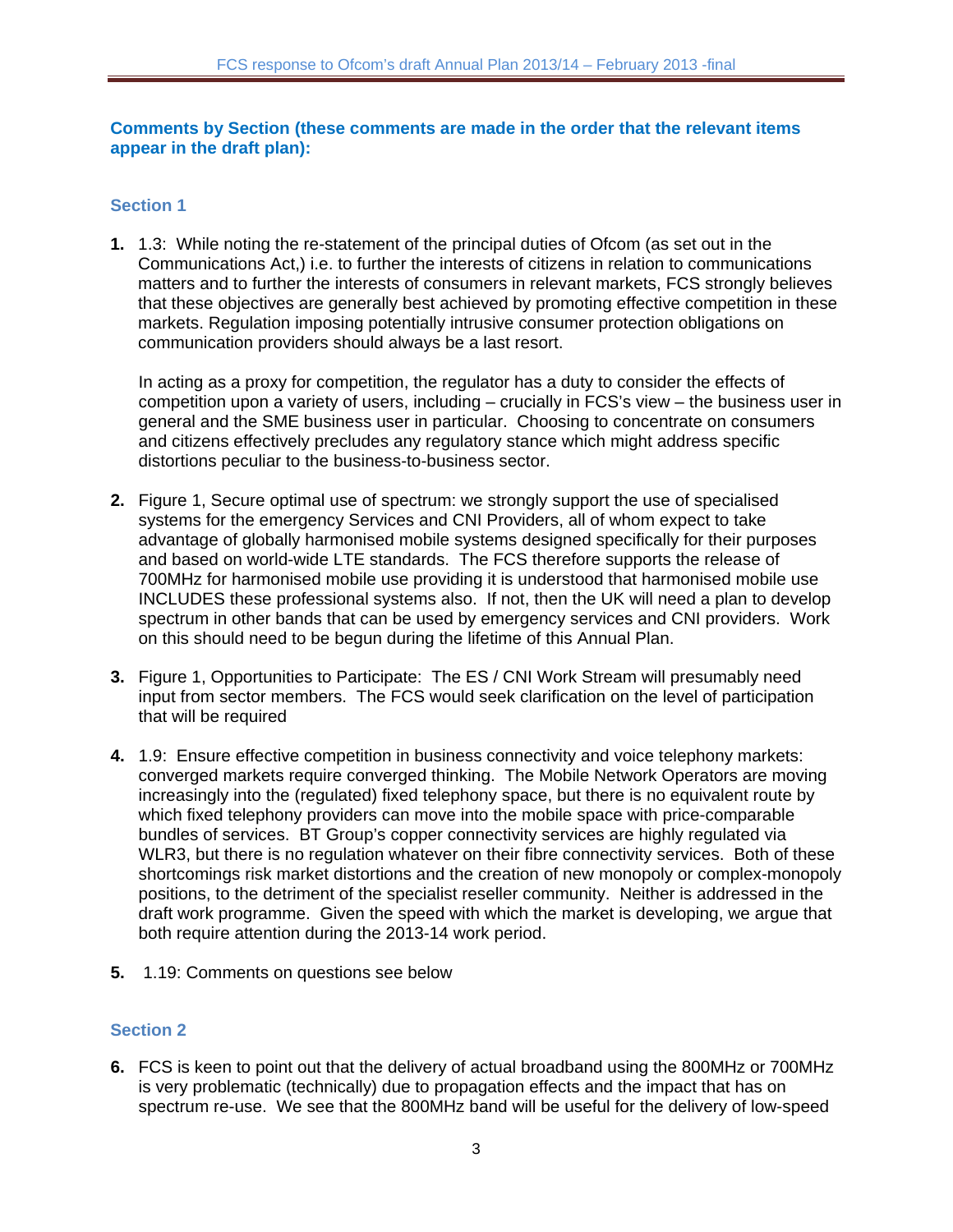## Comments by Section (these comments are made in the order that the relevant items appear in the draft plan):

### Section 1

1. 1.3: While noting the re-statement of the principal duties of Ofcom (as set out in the Communications Act,) i.e. to further the interests of citizens in relation to communications matters and to further the interests of consumers in relevant markets, FCS strongly believes that these objectives are generally best achieved by promoting effective competition in these markets. Regulation imposing potentially intrusive consumer protection obligations on communication providers should always be a last resort.

   In acting as a proxy for competition, the regulator has a duty to consider the effects of competition upon a variety of users, including – crucially in FCS's view – the business user in general and the SME business user in particular. Choosing to concentrate on consumers and citizens effectively precludes any regulatory stance which might address specific distortions peculiar to the business-to-business sector.

2. Figure 1, Secure optimal use of spectrum: we strongly support the use of specialised systems for the emergency Services and CNI Providers, all of whom expect to take advantage of globally harmonised mobile systems designed specifically for their purposes and based on world-wide LTE standards. The FCS therefore supports the release of 700MHz for harmonised mobile use providing it is understood that harmonised mobile use INCLUDES these professional systems also. If not, then the UK will need a plan to develop spectrum in other bands that can be used by emergency services and CNI providers. Work on this should need to be begun during the lifetime of this Annual Plan.

3. Figure 1, Opportunities to Participate: The ES / CNI Work Stream will presumably need input from sector members. The FCS would seek clarification on the level of participation that will be required

4. 1.9: Ensure effective competition in business connectivity and voice telephony markets: converged markets require converged thinking. The Mobile Network Operators are moving increasingly into the (regulated) fixed telephony space, but there is no equivalent route by which fixed telephony providers can move into the mobile space with price-comparable bundles of services. BT Group's copper connectivity services are highly regulated via WLR3, but there is no regulation whatever on their fibre connectivity services. Both of these shortcomings risk market distortions and the creation of new monopoly or complex-monopoly positions, to the detriment of the specialist reseller community. Neither is addressed in the draft work programme. Given the speed with which the market is developing, we argue that both require attention during the 2013-14 work period.

5. 1.19: Comments on questions see below

### Section 2

6. FCS is keen to point out that the delivery of actual broadband using the 800MHz or 700MHz is very problematic (technically) due to propagation effects and the impact that has on spectrum re-use. We see that the 800MHz band will be useful for the delivery of low-speed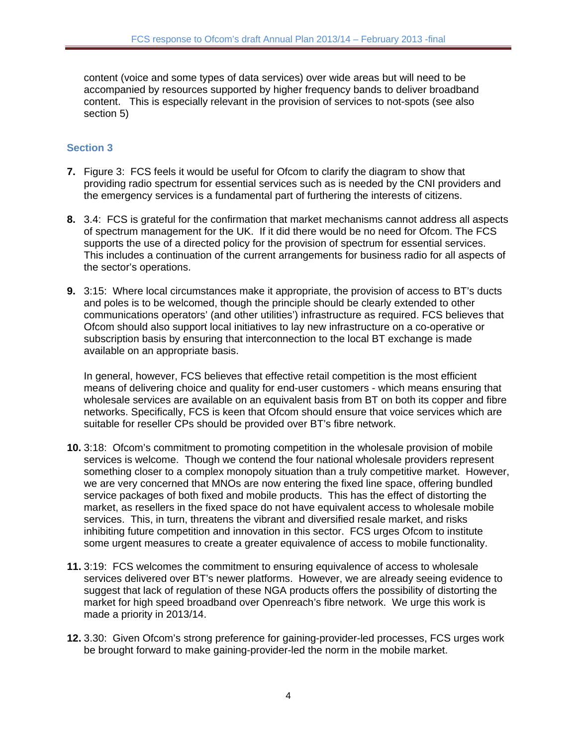content (voice and some types of data services) over wide areas but will need to be accompanied by resources supported by higher frequency bands to deliver broadband content. This is especially relevant in the provision of services to not-spots (see also section 5)

### Section 3

**7.** Figure 3: FCS feels it would be useful for Ofcom to clarify the diagram to show that providing radio spectrum for essential services such as is needed by the CNI providers and the emergency services is a fundamental part of furthering the interests of citizens.

**8.** 3.4: FCS is grateful for the confirmation that market mechanisms cannot address all aspects of spectrum management for the UK. If it did there would be no need for Ofcom. The FCS supports the use of a directed policy for the provision of spectrum for essential services. This includes a continuation of the current arrangements for business radio for all aspects of the sector's operations.

**9.** 3:15: Where local circumstances make it appropriate, the provision of access to BT's ducts and poles is to be welcomed, though the principle should be clearly extended to other communications operators' (and other utilities') infrastructure as required. FCS believes that Ofcom should also support local initiatives to lay new infrastructure on a co-operative or subscription basis by ensuring that interconnection to the local BT exchange is made available on an appropriate basis.

In general, however, FCS believes that effective retail competition is the most efficient means of delivering choice and quality for end-user customers - which means ensuring that wholesale services are available on an equivalent basis from BT on both its copper and fibre networks. Specifically, FCS is keen that Ofcom should ensure that voice services which are suitable for reseller CPs should be provided over BT's fibre network.

**10.** 3:18: Ofcom's commitment to promoting competition in the wholesale provision of mobile services is welcome. Though we contend the four national wholesale providers represent something closer to a complex monopoly situation than a truly competitive market. However, we are very concerned that MNOs are now entering the fixed line space, offering bundled service packages of both fixed and mobile products. This has the effect of distorting the market, as resellers in the fixed space do not have equivalent access to wholesale mobile services. This, in turn, threatens the vibrant and diversified resale market, and risks inhibiting future competition and innovation in this sector. FCS urges Ofcom to institute some urgent measures to create a greater equivalence of access to mobile functionality.

**11.** 3:19: FCS welcomes the commitment to ensuring equivalence of access to wholesale services delivered over BT's newer platforms. However, we are already seeing evidence to suggest that lack of regulation of these NGA products offers the possibility of distorting the market for high speed broadband over Openreach's fibre network. We urge this work is made a priority in 2013/14.

**12.** 3.30: Given Ofcom's strong preference for gaining-provider-led processes, FCS urges work be brought forward to make gaining-provider-led the norm in the mobile market.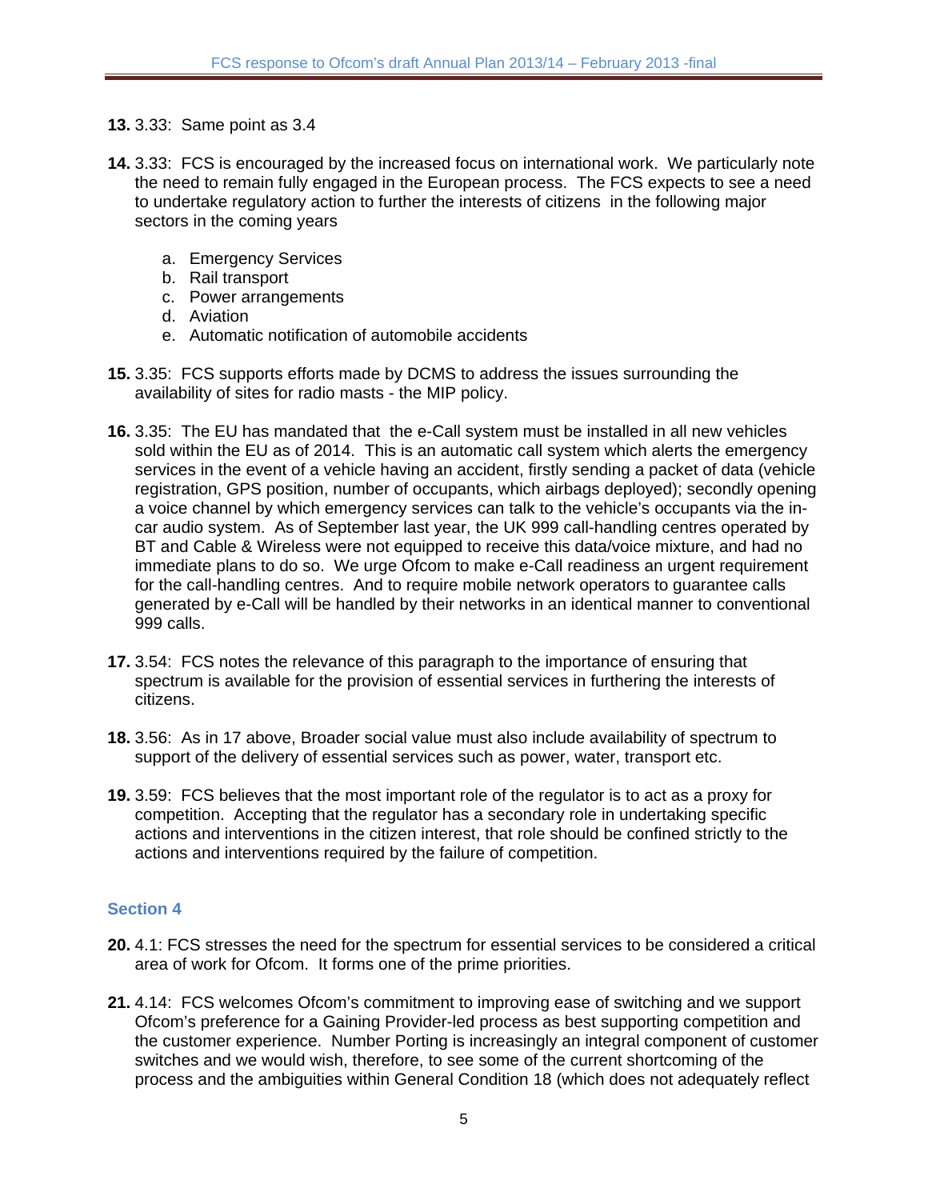**13.** 3.33: Same point as 3.4

**14.** 3.33: FCS is encouraged by the increased focus on international work. We particularly note the need to remain fully engaged in the European process. The FCS expects to see a need to undertake regulatory action to further the interests of citizens in the following major sectors in the coming years

   a. Emergency Services
   b. Rail transport
   c. Power arrangements
   d. Aviation
   e. Automatic notification of automobile accidents

**15.** 3.35: FCS supports efforts made by DCMS to address the issues surrounding the availability of sites for radio masts - the MIP policy.

**16.** 3.35: The EU has mandated that the e-Call system must be installed in all new vehicles sold within the EU as of 2014. This is an automatic call system which alerts the emergency services in the event of a vehicle having an accident, firstly sending a packet of data (vehicle registration, GPS position, number of occupants, which airbags deployed); secondly opening a voice channel by which emergency services can talk to the vehicle's occupants via the in-car audio system. As of September last year, the UK 999 call-handling centres operated by BT and Cable & Wireless were not equipped to receive this data/voice mixture, and had no immediate plans to do so. We urge Ofcom to make e-Call readiness an urgent requirement for the call-handling centres. And to require mobile network operators to guarantee calls generated by e-Call will be handled by their networks in an identical manner to conventional 999 calls.

**17.** 3.54: FCS notes the relevance of this paragraph to the importance of ensuring that spectrum is available for the provision of essential services in furthering the interests of citizens.

**18.** 3.56: As in 17 above, Broader social value must also include availability of spectrum to support of the delivery of essential services such as power, water, transport etc.

**19.** 3.59: FCS believes that the most important role of the regulator is to act as a proxy for competition. Accepting that the regulator has a secondary role in undertaking specific actions and interventions in the citizen interest, that role should be confined strictly to the actions and interventions required by the failure of competition.

## Section 4

**20.** 4.1: FCS stresses the need for the spectrum for essential services to be considered a critical area of work for Ofcom. It forms one of the prime priorities.

**21.** 4.14: FCS welcomes Ofcom's commitment to improving ease of switching and we support Ofcom's preference for a Gaining Provider-led process as best supporting competition and the customer experience. Number Porting is increasingly an integral component of customer switches and we would wish, therefore, to see some of the current shortcoming of the process and the ambiguities within General Condition 18 (which does not adequately reflect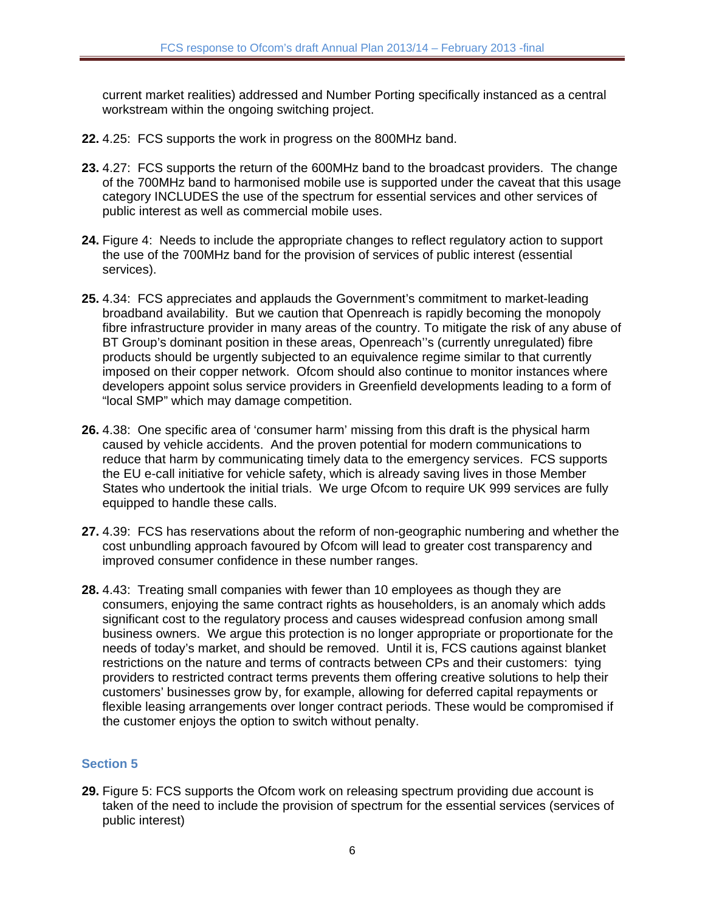current market realities) addressed and Number Porting specifically instanced as a central workstream within the ongoing switching project.

**22.** 4.25: FCS supports the work in progress on the 800MHz band.

**23.** 4.27: FCS supports the return of the 600MHz band to the broadcast providers. The change of the 700MHz band to harmonised mobile use is supported under the caveat that this usage category INCLUDES the use of the spectrum for essential services and other services of public interest as well as commercial mobile uses.

**24.** Figure 4: Needs to include the appropriate changes to reflect regulatory action to support the use of the 700MHz band for the provision of services of public interest (essential services).

**25.** 4.34: FCS appreciates and applauds the Government's commitment to market-leading broadband availability. But we caution that Openreach is rapidly becoming the monopoly fibre infrastructure provider in many areas of the country. To mitigate the risk of any abuse of BT Group's dominant position in these areas, Openreach''s (currently unregulated) fibre products should be urgently subjected to an equivalence regime similar to that currently imposed on their copper network. Ofcom should also continue to monitor instances where developers appoint solus service providers in Greenfield developments leading to a form of "local SMP" which may damage competition.

**26.** 4.38: One specific area of 'consumer harm' missing from this draft is the physical harm caused by vehicle accidents. And the proven potential for modern communications to reduce that harm by communicating timely data to the emergency services. FCS supports the EU e-call initiative for vehicle safety, which is already saving lives in those Member States who undertook the initial trials. We urge Ofcom to require UK 999 services are fully equipped to handle these calls.

**27.** 4.39: FCS has reservations about the reform of non-geographic numbering and whether the cost unbundling approach favoured by Ofcom will lead to greater cost transparency and improved consumer confidence in these number ranges.

**28.** 4.43: Treating small companies with fewer than 10 employees as though they are consumers, enjoying the same contract rights as householders, is an anomaly which adds significant cost to the regulatory process and causes widespread confusion among small business owners. We argue this protection is no longer appropriate or proportionate for the needs of today's market, and should be removed. Until it is, FCS cautions against blanket restrictions on the nature and terms of contracts between CPs and their customers: tying providers to restricted contract terms prevents them offering creative solutions to help their customers' businesses grow by, for example, allowing for deferred capital repayments or flexible leasing arrangements over longer contract periods. These would be compromised if the customer enjoys the option to switch without penalty.

## Section 5

**29.** Figure 5: FCS supports the Ofcom work on releasing spectrum providing due account is taken of the need to include the provision of spectrum for the essential services (services of public interest)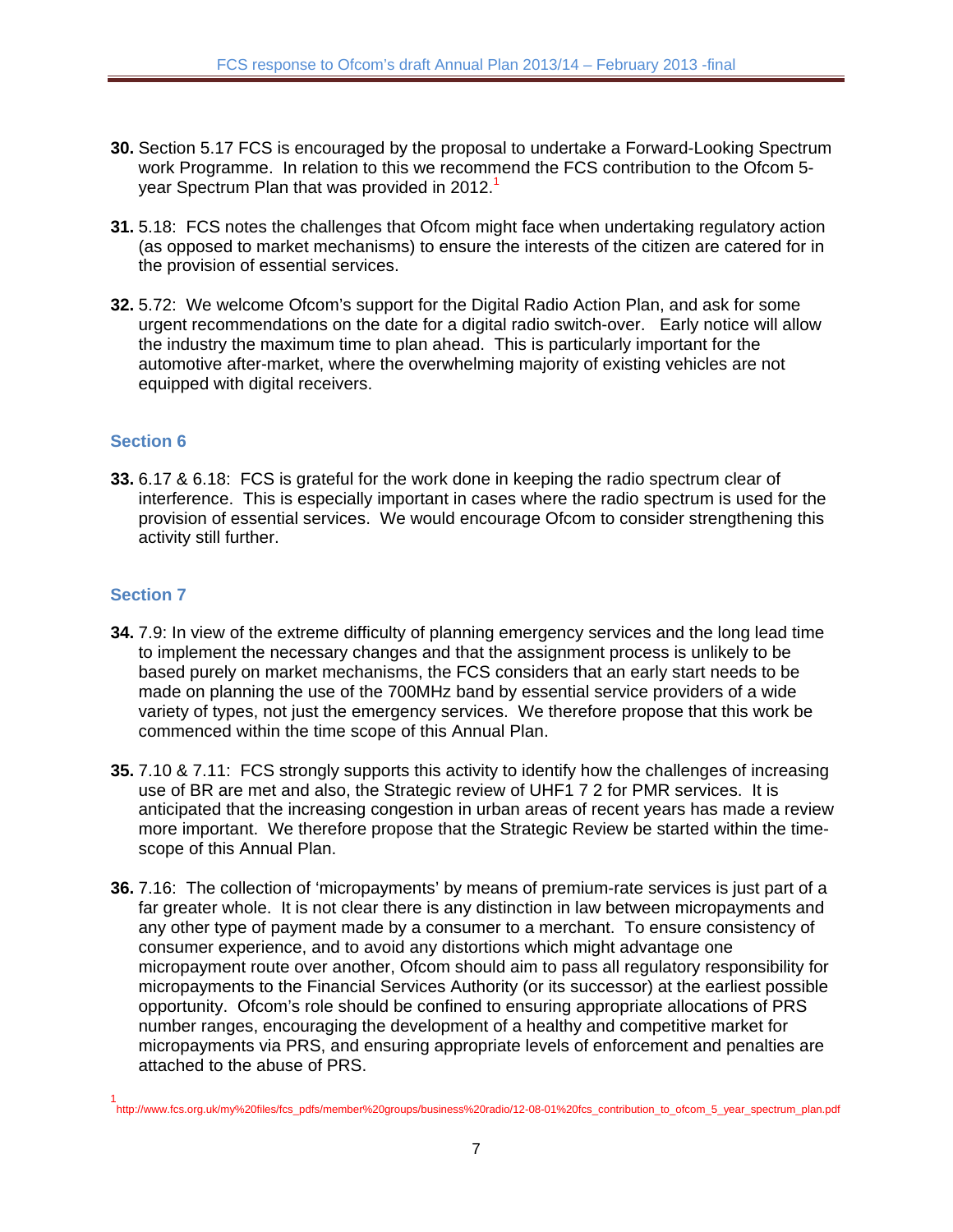**30.** Section 5.17 FCS is encouraged by the proposal to undertake a Forward-Looking Spectrum work Programme. In relation to this we recommend the FCS contribution to the Ofcom 5-year Spectrum Plan that was provided in 2012.[1]

**31.** 5.18: FCS notes the challenges that Ofcom might face when undertaking regulatory action (as opposed to market mechanisms) to ensure the interests of the citizen are catered for in the provision of essential services.

**32.** 5.72: We welcome Ofcom's support for the Digital Radio Action Plan, and ask for some urgent recommendations on the date for a digital radio switch-over. Early notice will allow the industry the maximum time to plan ahead. This is particularly important for the automotive after-market, where the overwhelming majority of existing vehicles are not equipped with digital receivers.

## Section 6

**33.** 6.17 & 6.18: FCS is grateful for the work done in keeping the radio spectrum clear of interference. This is especially important in cases where the radio spectrum is used for the provision of essential services. We would encourage Ofcom to consider strengthening this activity still further.

## Section 7

**34.** 7.9: In view of the extreme difficulty of planning emergency services and the long lead time to implement the necessary changes and that the assignment process is unlikely to be based purely on market mechanisms, the FCS considers that an early start needs to be made on planning the use of the 700MHz band by essential service providers of a wide variety of types, not just the emergency services. We therefore propose that this work be commenced within the time scope of this Annual Plan.

**35.** 7.10 & 7.11: FCS strongly supports this activity to identify how the challenges of increasing use of BR are met and also, the Strategic review of UHF1 7 2 for PMR services. It is anticipated that the increasing congestion in urban areas of recent years has made a review more important. We therefore propose that the Strategic Review be started within the time-scope of this Annual Plan.

**36.** 7.16: The collection of 'micropayments' by means of premium-rate services is just part of a far greater whole. It is not clear there is any distinction in law between micropayments and any other type of payment made by a consumer to a merchant. To ensure consistency of consumer experience, and to avoid any distortions which might advantage one micropayment route over another, Ofcom should aim to pass all regulatory responsibility for micropayments to the Financial Services Authority (or its successor) at the earliest possible opportunity. Ofcom's role should be confined to ensuring appropriate allocations of PRS number ranges, encouraging the development of a healthy and competitive market for micropayments via PRS, and ensuring appropriate levels of enforcement and penalties are attached to the abuse of PRS.

[1] http://www.fcs.org.uk/my%20files/fcs_pdfs/member%20groups/business%20radio/12-08-01%20fcs_contribution_to_ofcom_5_year_spectrum_plan.pdf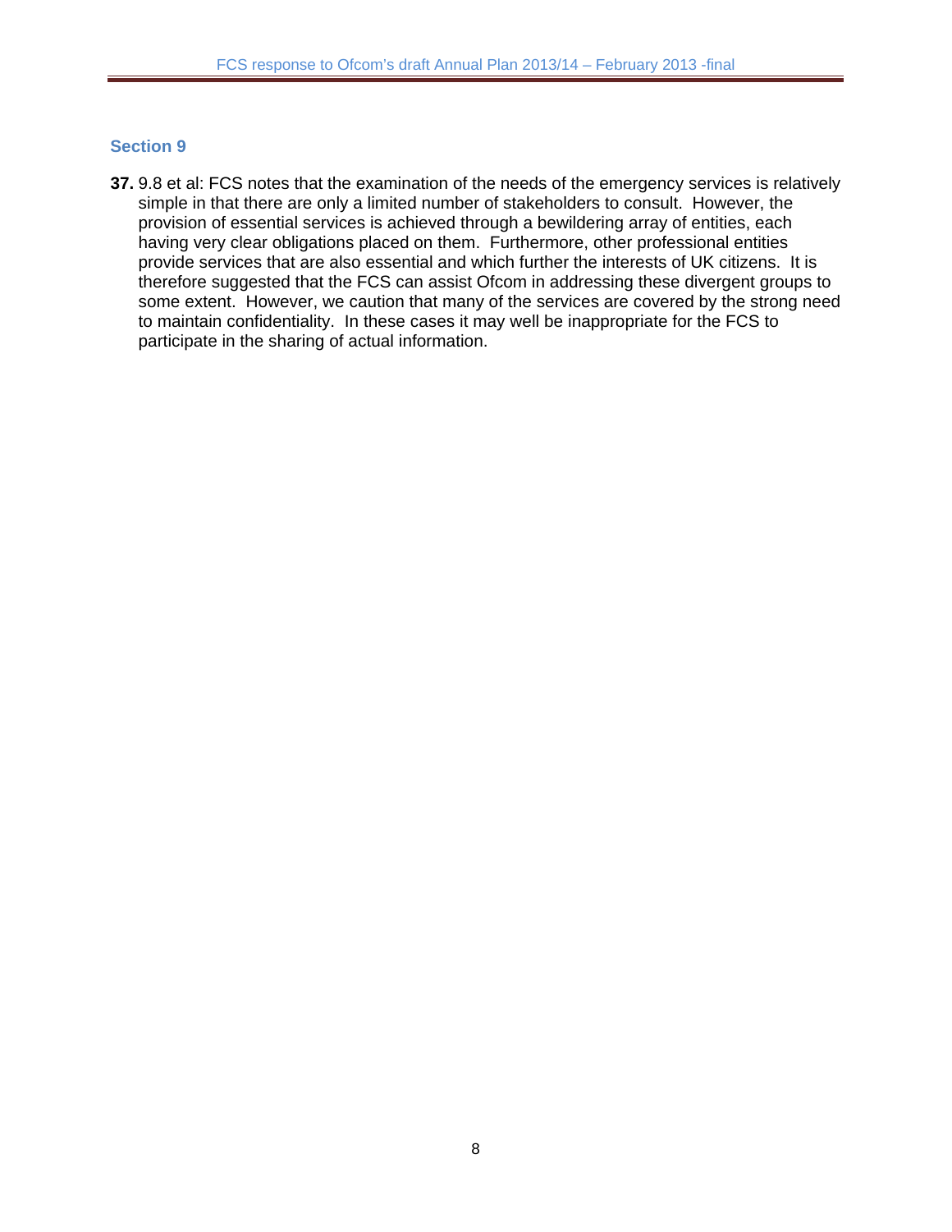## Section 9

**37.** 9.8 et al: FCS notes that the examination of the needs of the emergency services is relatively simple in that there are only a limited number of stakeholders to consult. However, the provision of essential services is achieved through a bewildering array of entities, each having very clear obligations placed on them. Furthermore, other professional entities provide services that are also essential and which further the interests of UK citizens. It is therefore suggested that the FCS can assist Ofcom in addressing these divergent groups to some extent. However, we caution that many of the services are covered by the strong need to maintain confidentiality. In these cases it may well be inappropriate for the FCS to participate in the sharing of actual information.